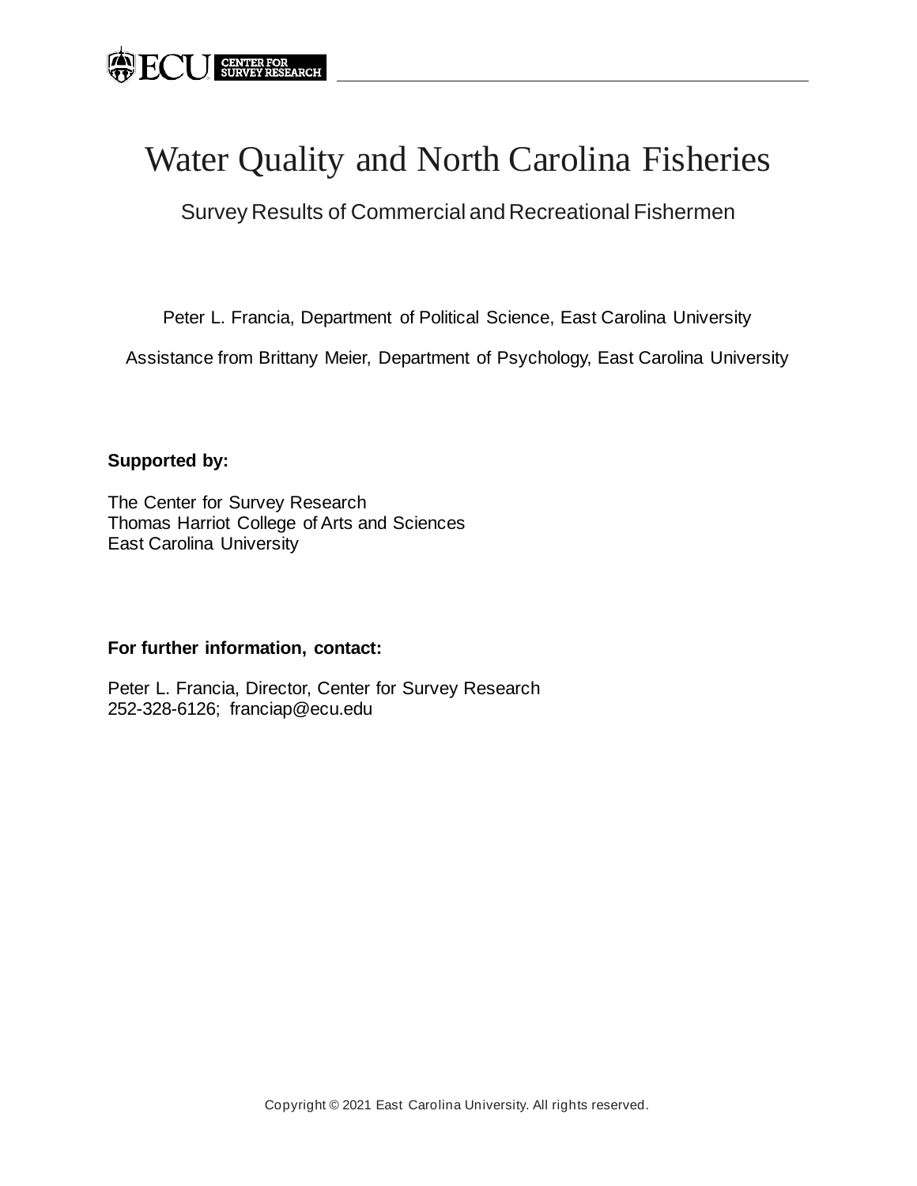# Water Quality and North Carolina Fisheries

## Survey Results of Commercial and Recreational Fishermen

Peter L. Francia, Department of Political Science, East Carolina University

Assistance from Brittany Meier, Department of Psychology, East Carolina University

**Supported by:**

The Center for Survey Research
Thomas Harriot College of Arts and Sciences
East Carolina University

**For further information, contact:**

Peter L. Francia, Director, Center for Survey Research
252-328-6126; franciap@ecu.edu

Copyright © 2021 East Carolina University. All rights reserved.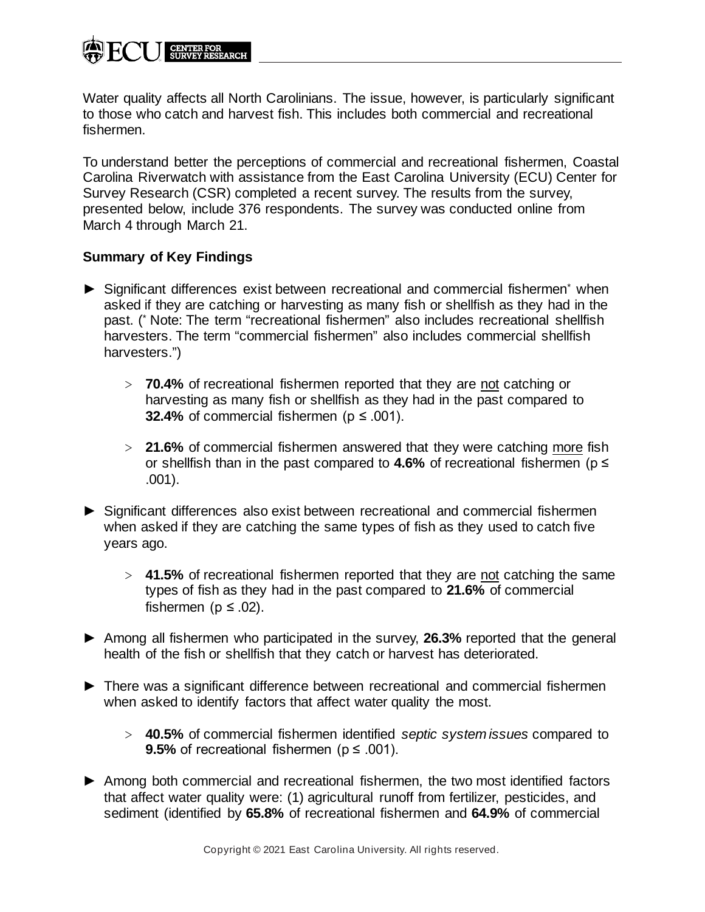Water quality affects all North Carolinians. The issue, however, is particularly significant to those who catch and harvest fish. This includes both commercial and recreational fishermen.

To understand better the perceptions of commercial and recreational fishermen, Coastal Carolina Riverwatch with assistance from the East Carolina University (ECU) Center for Survey Research (CSR) completed a recent survey. The results from the survey, presented below, include 376 respondents. The survey was conducted online from March 4 through March 21.

**Summary of Key Findings**

- Significant differences exist between recreational and commercial fishermen* when asked if they are catching or harvesting as many fish or shellfish as they had in the past. (* Note: The term "recreational fishermen" also includes recreational shellfish harvesters. The term "commercial fishermen" also includes commercial shellfish harvesters.")
  - **70.4%** of recreational fishermen reported that they are <u>not</u> catching or harvesting as many fish or shellfish as they had in the past compared to **32.4%** of commercial fishermen ($p \leq .001$).
  - **21.6%** of commercial fishermen answered that they were catching <u>more</u> fish or shellfish than in the past compared to **4.6%** of recreational fishermen ($p \leq .001$).
- Significant differences also exist between recreational and commercial fishermen when asked if they are catching the same types of fish as they used to catch five years ago.
  - **41.5%** of recreational fishermen reported that they are <u>not</u> catching the same types of fish as they had in the past compared to **21.6%** of commercial fishermen ($p \leq .02$).
- Among all fishermen who participated in the survey, **26.3%** reported that the general health of the fish or shellfish that they catch or harvest has deteriorated.
- There was a significant difference between recreational and commercial fishermen when asked to identify factors that affect water quality the most.
  - **40.5%** of commercial fishermen identified *septic system issues* compared to **9.5%** of recreational fishermen ($p \leq .001$).
- Among both commercial and recreational fishermen, the two most identified factors that affect water quality were: (1) agricultural runoff from fertilizer, pesticides, and sediment (identified by **65.8%** of recreational fishermen and **64.9%** of commercial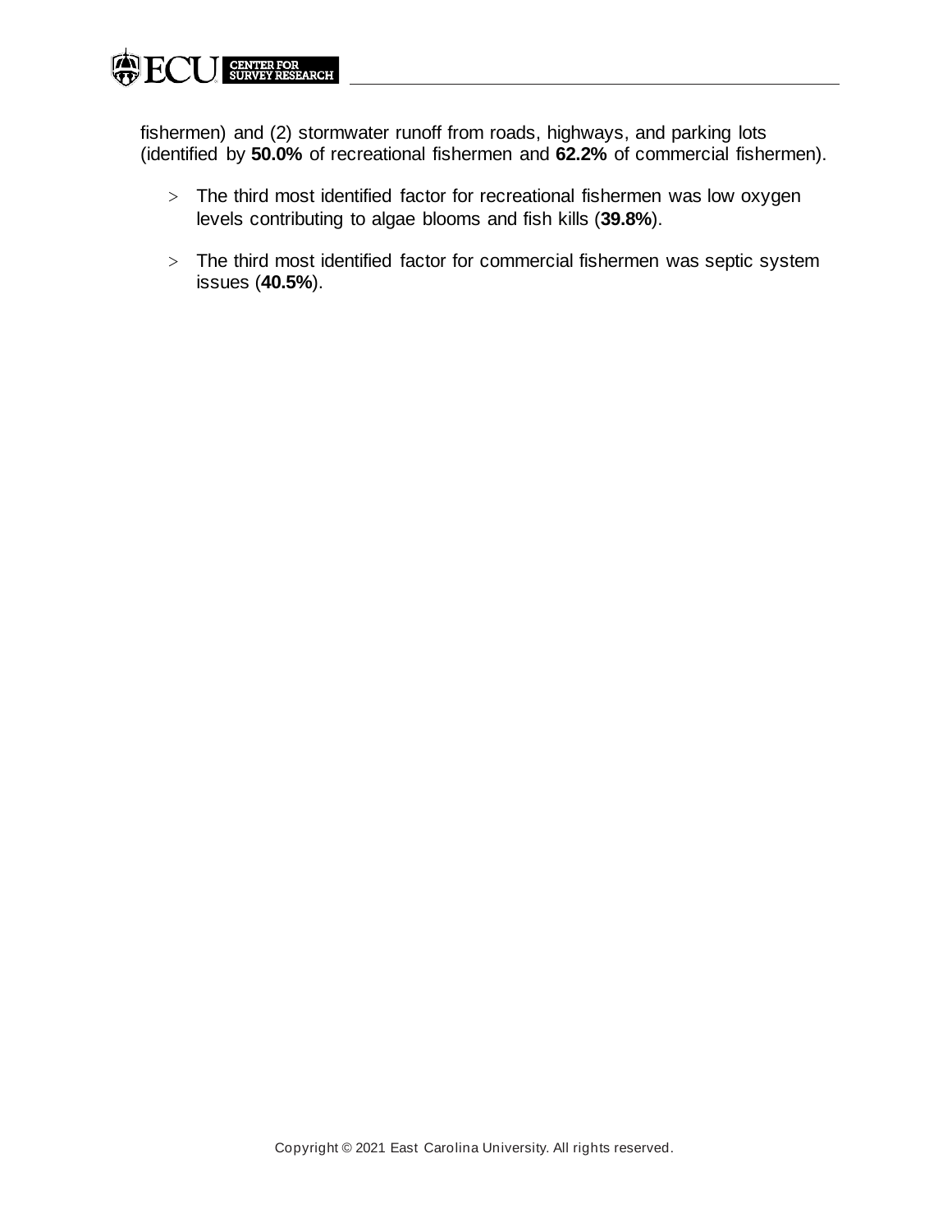fishermen) and (2) stormwater runoff from roads, highways, and parking lots (identified by **50.0%** of recreational fishermen and **62.2%** of commercial fishermen).

- The third most identified factor for recreational fishermen was low oxygen levels contributing to algae blooms and fish kills (**39.8%**).
- The third most identified factor for commercial fishermen was septic system issues (**40.5%**).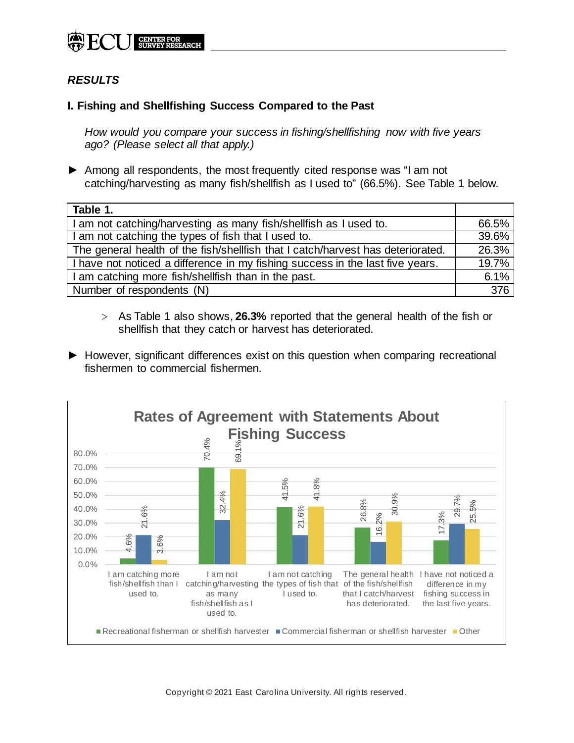## RESULTS

### I. Fishing and Shellfishing Success Compared to the Past

*How would you compare your success in fishing/shellfishing now with five years ago? (Please select all that apply.)*

► Among all respondents, the most frequently cited response was "I am not catching/harvesting as many fish/shellfish as I used to" (66.5%). See Table 1 below.

| Table 1. | |
|---|---|
| I am not catching/harvesting as many fish/shellfish as I used to. | 66.5% |
| I am not catching the types of fish that I used to. | 39.6% |
| The general health of the fish/shellfish that I catch/harvest has deteriorated. | 26.3% |
| I have not noticed a difference in my fishing success in the last five years. | 19.7% |
| I am catching more fish/shellfish than in the past. | 6.1% |
| Number of respondents (N) | 376 |

> As Table 1 also shows, **26.3%** reported that the general health of the fish or shellfish that they catch or harvest has deteriorated.

► However, significant differences exist on this question when comparing recreational fishermen to commercial fishermen.

**Rates of Agreement with Statements About Fishing Success**

| Statement | Recreational fisherman or shellfish harvester | Commercial fisherman or shellfish harvester | Other |
|---|---|---|---|
| I am catching more fish/shellfish than I used to. | 4.6% | 21.6% | 3.6% |
| I am not catching/harvesting as many fish/shellfish as I used to. | 70.4% | 32.4% | 69.1% |
| I am not catching the types of fish that I used to. | 41.5% | 21.6% | 41.8% |
| The general health of the fish/shellfish that I catch/harvest has deteriorated. | 26.8% | 16.2% | 30.9% |
| I have not noticed a difference in my fishing success in the last five years. | 17.3% | 29.7% | 25.5% |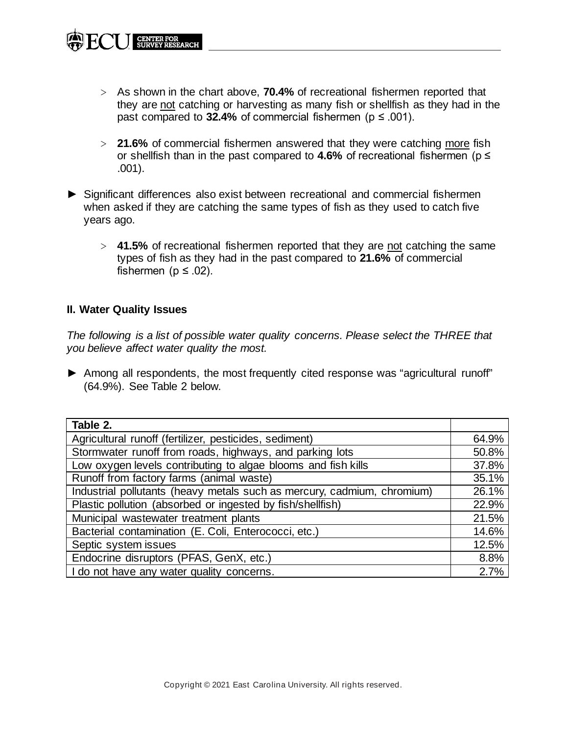- As shown in the chart above, **70.4%** of recreational fishermen reported that they are <u>not</u> catching or harvesting as many fish or shellfish as they had in the past compared to **32.4%** of commercial fishermen ($p \leq .001$).

- **21.6%** of commercial fishermen answered that they were catching <u>more</u> fish or shellfish than in the past compared to **4.6%** of recreational fishermen ($p \leq .001$).

► Significant differences also exist between recreational and commercial fishermen when asked if they are catching the same types of fish as they used to catch five years ago.

- **41.5%** of recreational fishermen reported that they are <u>not</u> catching the same types of fish as they had in the past compared to **21.6%** of commercial fishermen ($p \leq .02$).

## II. Water Quality Issues

*The following is a list of possible water quality concerns. Please select the THREE that you believe affect water quality the most.*

► Among all respondents, the most frequently cited response was "agricultural runoff" (64.9%). See Table 2 below.

| Table 2. | |
|---|---|
| Agricultural runoff (fertilizer, pesticides, sediment) | 64.9% |
| Stormwater runoff from roads, highways, and parking lots | 50.8% |
| Low oxygen levels contributing to algae blooms and fish kills | 37.8% |
| Runoff from factory farms (animal waste) | 35.1% |
| Industrial pollutants (heavy metals such as mercury, cadmium, chromium) | 26.1% |
| Plastic pollution (absorbed or ingested by fish/shellfish) | 22.9% |
| Municipal wastewater treatment plants | 21.5% |
| Bacterial contamination (E. Coli, Enterococci, etc.) | 14.6% |
| Septic system issues | 12.5% |
| Endocrine disruptors (PFAS, GenX, etc.) | 8.8% |
| I do not have any water quality concerns. | 2.7% |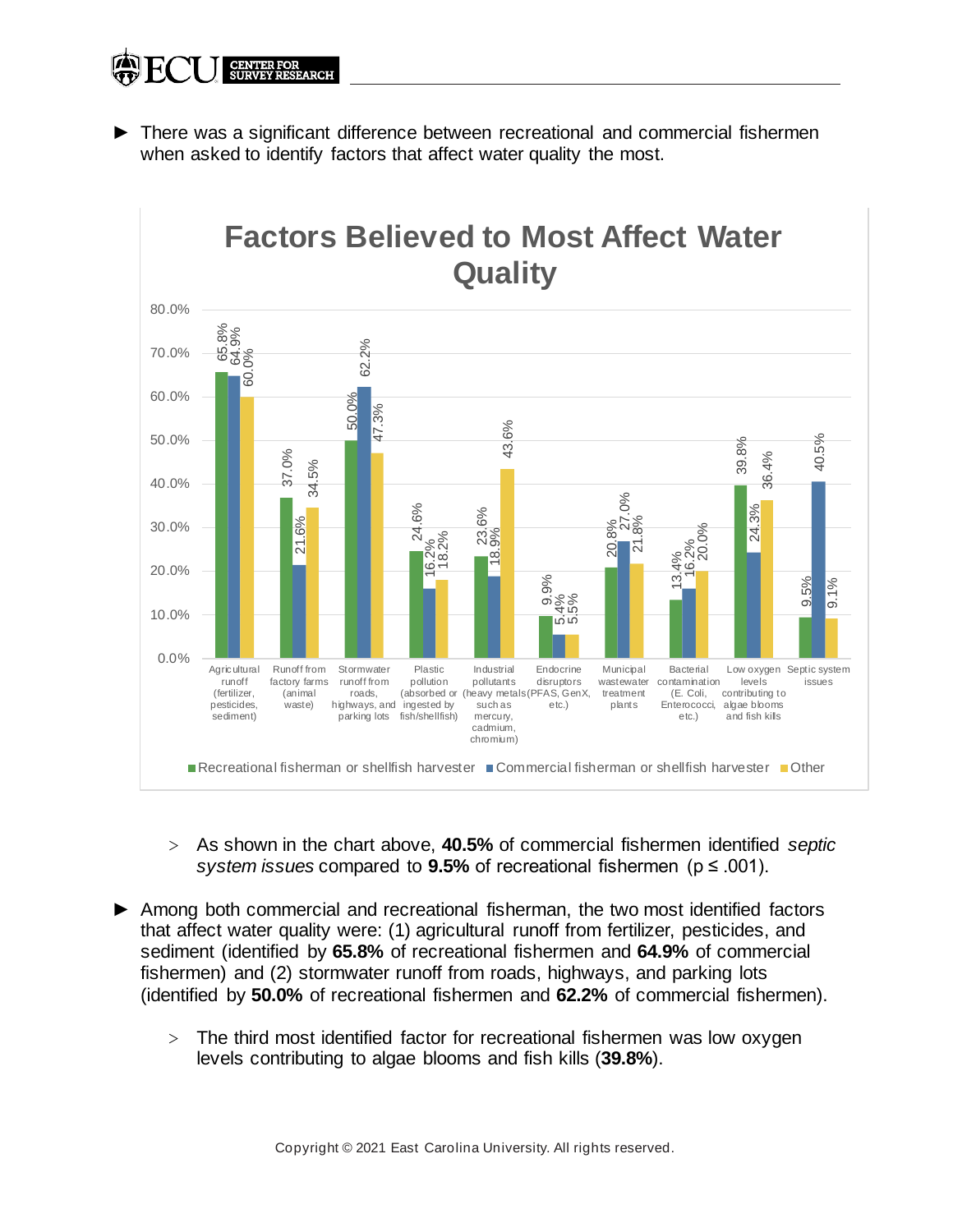- There was a significant difference between recreational and commercial fishermen when asked to identify factors that affect water quality the most.

**Factors Believed to Most Affect Water Quality**

| Factor | Recreational fisherman or shellfish harvester | Commercial fisherman or shellfish harvester | Other |
|---|---|---|---|
| Agricultural runoff (fertilizer, pesticides, sediment) | 65.8% | 64.9% | 60.0% |
| Runoff from factory farms (animal waste) | 37.0% | 21.6% | 34.5% |
| Stormwater runoff from roads, highways, and parking lots | 50.0% | 62.2% | 47.3% |
| Plastic pollution (absorbed or ingested by fish/shellfish) | 24.6% | 16.2% | 18.2% |
| Industrial pollutants (heavy metals such as mercury, cadmium, chromium) | 23.6% | 18.9% | 43.6% |
| Endocrine disruptors (PFAS, GenX, etc.) | 9.9% | 5.4% | 5.5% |
| Municipal wastewater treatment plants | 20.8% | 27.0% | 21.8% |
| Bacterial contamination (E. Coli, Enterococci, etc.) | 13.4% | 16.2% | 20.0% |
| Low oxygen levels contributing to algae blooms and fish kills | 39.8% | 24.3% | 36.4% |
| Septic system issues | 9.5% | 40.5% | 9.1% |

  - As shown in the chart above, **40.5%** of commercial fishermen identified *septic system issues* compared to **9.5%** of recreational fishermen ($p \leq .001$).

- Among both commercial and recreational fisherman, the two most identified factors that affect water quality were: (1) agricultural runoff from fertilizer, pesticides, and sediment (identified by **65.8%** of recreational fishermen and **64.9%** of commercial fishermen) and (2) stormwater runoff from roads, highways, and parking lots (identified by **50.0%** of recreational fishermen and **62.2%** of commercial fishermen).

  - The third most identified factor for recreational fishermen was low oxygen levels contributing to algae blooms and fish kills (**39.8%**).

Copyright © 2021 East Carolina University. All rights reserved.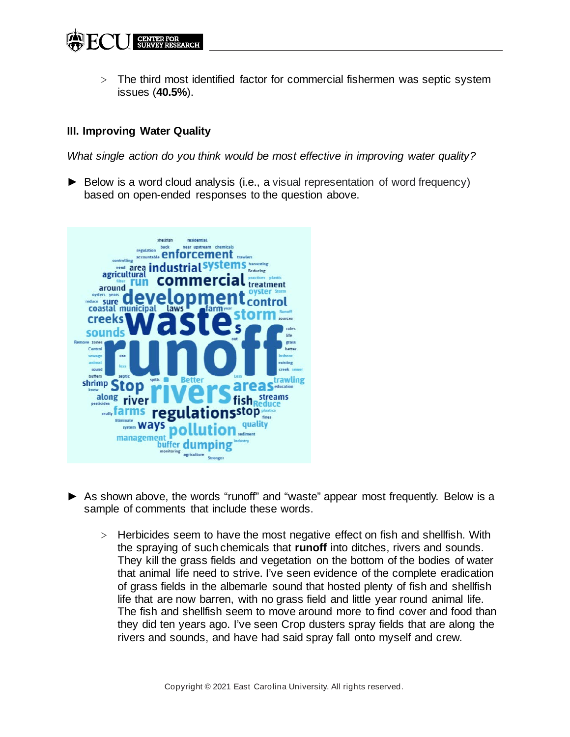- The third most identified factor for commercial fishermen was septic system issues (**40.5%**).

### III. Improving Water Quality

*What single action do you think would be most effective in improving water quality?*

- Below is a word cloud analysis (i.e., a visual representation of word frequency) based on open-ended responses to the question above.

- As shown above, the words "runoff" and "waste" appear most frequently. Below is a sample of comments that include these words.

  - Herbicides seem to have the most negative effect on fish and shellfish. With the spraying of such chemicals that **runoff** into ditches, rivers and sounds. They kill the grass fields and vegetation on the bottom of the bodies of water that animal life need to strive. I've seen evidence of the complete eradication of grass fields in the albemarle sound that hosted plenty of fish and shellfish life that are now barren, with no grass field and little year round animal life. The fish and shellfish seem to move around more to find cover and food than they did ten years ago. I've seen Crop dusters spray fields that are along the rivers and sounds, and have had said spray fall onto myself and crew.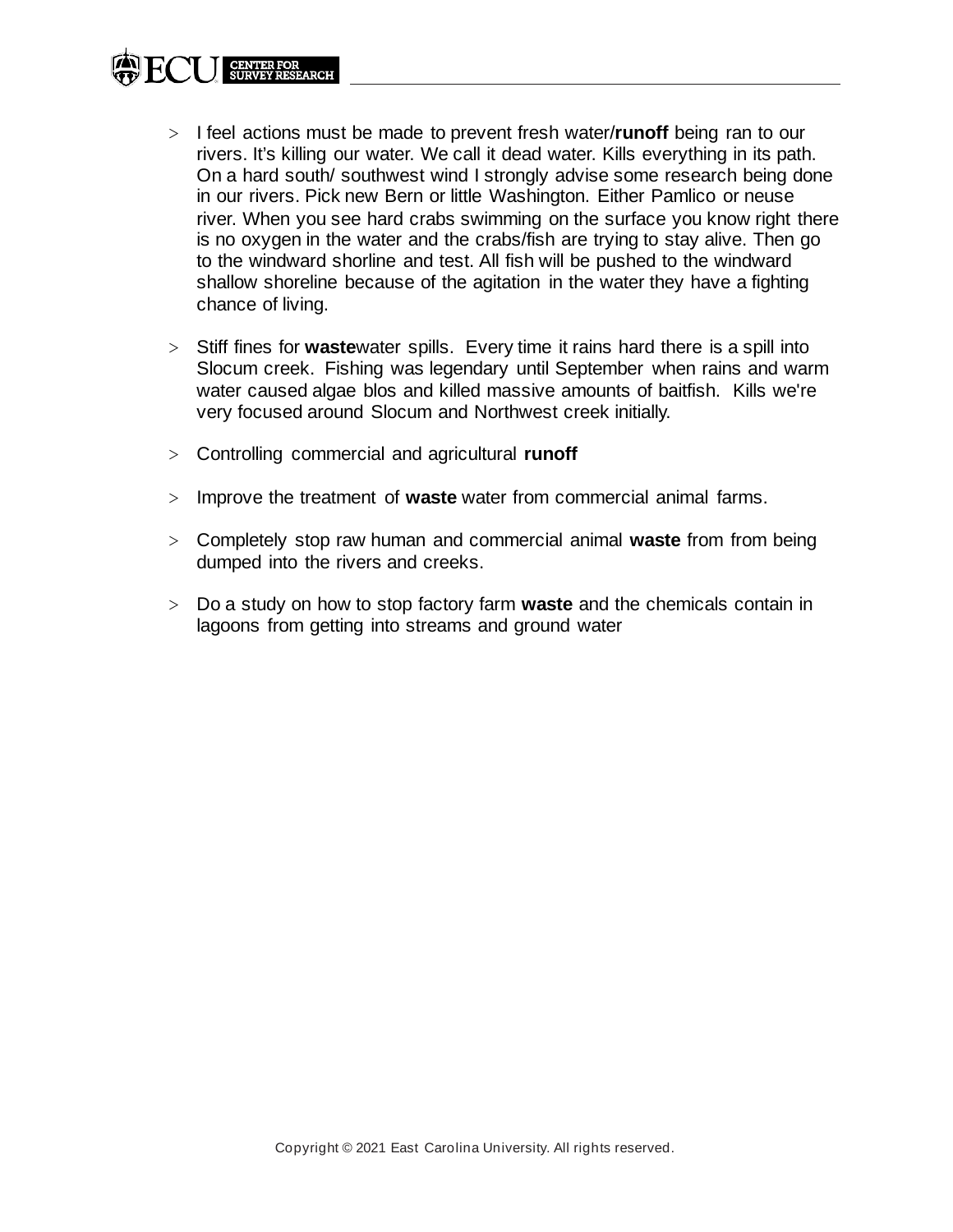- I feel actions must be made to prevent fresh water/**runoff** being ran to our rivers. It's killing our water. We call it dead water. Kills everything in its path. On a hard south/ southwest wind I strongly advise some research being done in our rivers. Pick new Bern or little Washington. Either Pamlico or neuse river. When you see hard crabs swimming on the surface you know right there is no oxygen in the water and the crabs/fish are trying to stay alive. Then go to the windward shorline and test. All fish will be pushed to the windward shallow shoreline because of the agitation in the water they have a fighting chance of living.

- Stiff fines for **waste**water spills. Every time it rains hard there is a spill into Slocum creek. Fishing was legendary until September when rains and warm water caused algae blos and killed massive amounts of baitfish. Kills we're very focused around Slocum and Northwest creek initially.

- Controlling commercial and agricultural **runoff**

- Improve the treatment of **waste** water from commercial animal farms.

- Completely stop raw human and commercial animal **waste** from from being dumped into the rivers and creeks.

- Do a study on how to stop factory farm **waste** and the chemicals contain in lagoons from getting into streams and ground water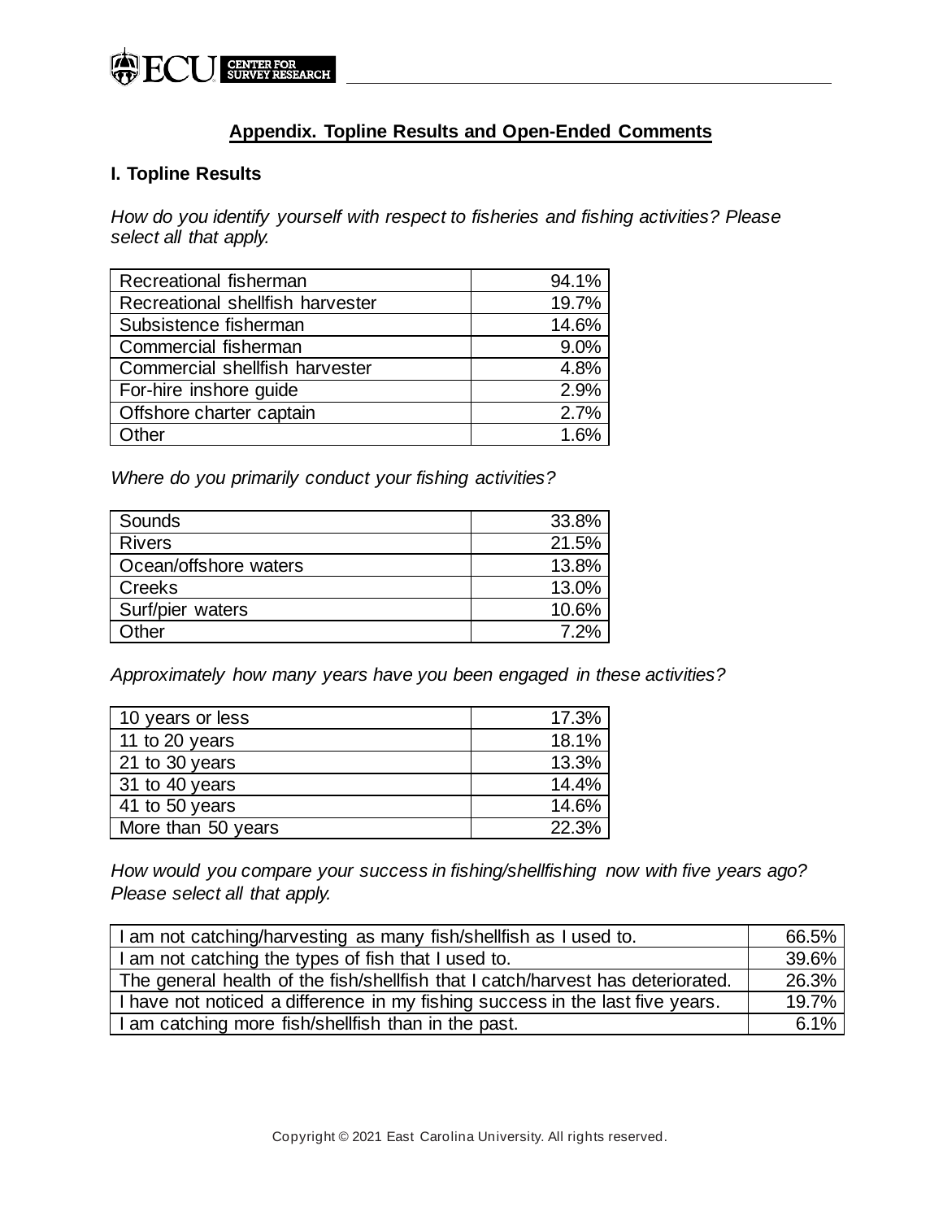## Appendix. Topline Results and Open-Ended Comments

### I. Topline Results

*How do you identify yourself with respect to fisheries and fishing activities? Please select all that apply.*

| | |
|---|---|
| Recreational fisherman | 94.1% |
| Recreational shellfish harvester | 19.7% |
| Subsistence fisherman | 14.6% |
| Commercial fisherman | 9.0% |
| Commercial shellfish harvester | 4.8% |
| For-hire inshore guide | 2.9% |
| Offshore charter captain | 2.7% |
| Other | 1.6% |

*Where do you primarily conduct your fishing activities?*

| | |
|---|---|
| Sounds | 33.8% |
| Rivers | 21.5% |
| Ocean/offshore waters | 13.8% |
| Creeks | 13.0% |
| Surf/pier waters | 10.6% |
| Other | 7.2% |

*Approximately how many years have you been engaged in these activities?*

| | |
|---|---|
| 10 years or less | 17.3% |
| 11 to 20 years | 18.1% |
| 21 to 30 years | 13.3% |
| 31 to 40 years | 14.4% |
| 41 to 50 years | 14.6% |
| More than 50 years | 22.3% |

*How would you compare your success in fishing/shellfishing now with five years ago? Please select all that apply.*

| | |
|---|---|
| I am not catching/harvesting as many fish/shellfish as I used to. | 66.5% |
| I am not catching the types of fish that I used to. | 39.6% |
| The general health of the fish/shellfish that I catch/harvest has deteriorated. | 26.3% |
| I have not noticed a difference in my fishing success in the last five years. | 19.7% |
| I am catching more fish/shellfish than in the past. | 6.1% |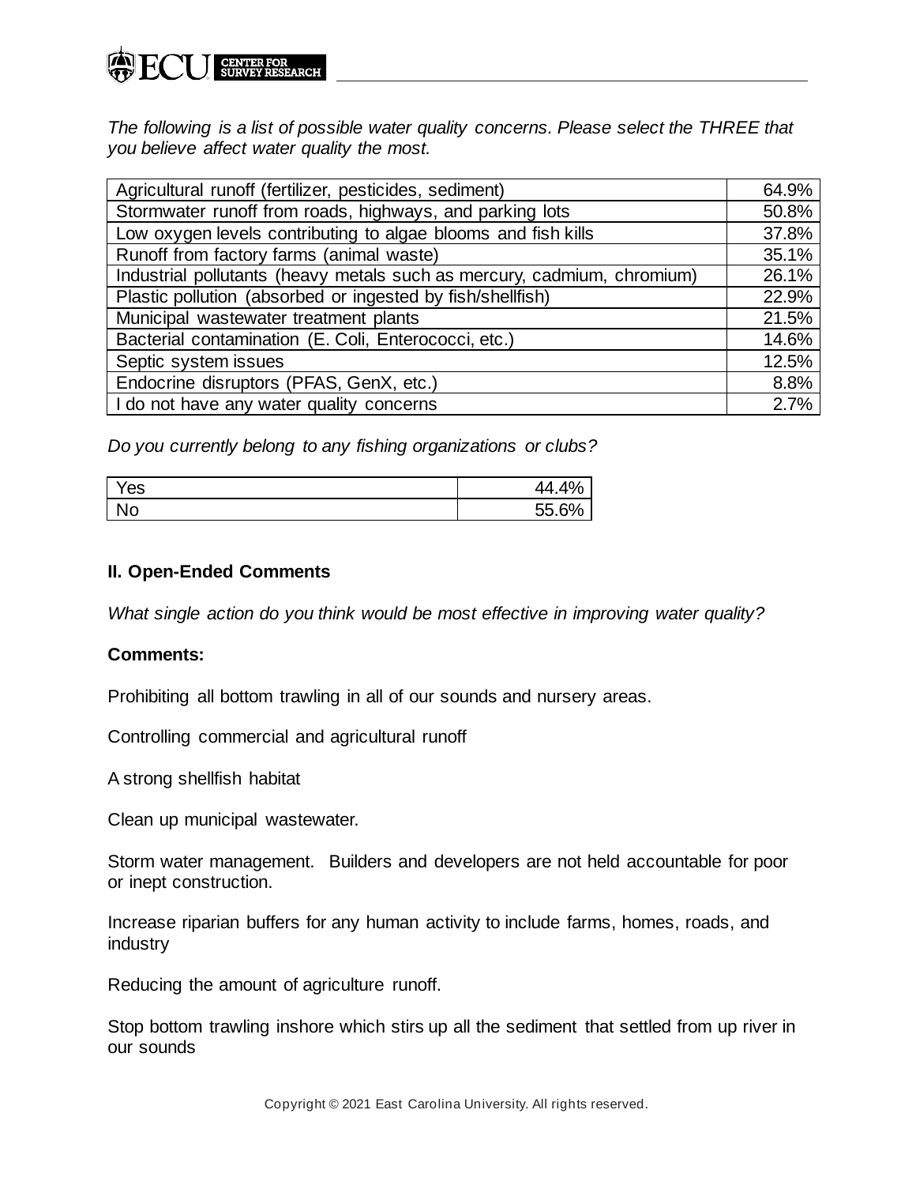*The following is a list of possible water quality concerns. Please select the THREE that you believe affect water quality the most.*

| | |
|---|---|
| Agricultural runoff (fertilizer, pesticides, sediment) | 64.9% |
| Stormwater runoff from roads, highways, and parking lots | 50.8% |
| Low oxygen levels contributing to algae blooms and fish kills | 37.8% |
| Runoff from factory farms (animal waste) | 35.1% |
| Industrial pollutants (heavy metals such as mercury, cadmium, chromium) | 26.1% |
| Plastic pollution (absorbed or ingested by fish/shellfish) | 22.9% |
| Municipal wastewater treatment plants | 21.5% |
| Bacterial contamination (E. Coli, Enterococci, etc.) | 14.6% |
| Septic system issues | 12.5% |
| Endocrine disruptors (PFAS, GenX, etc.) | 8.8% |
| I do not have any water quality concerns | 2.7% |

*Do you currently belong to any fishing organizations or clubs?*

| | |
|---|---|
| Yes | 44.4% |
| No | 55.6% |

## II. Open-Ended Comments

*What single action do you think would be most effective in improving water quality?*

**Comments:**

Prohibiting all bottom trawling in all of our sounds and nursery areas.

Controlling commercial and agricultural runoff

A strong shellfish habitat

Clean up municipal wastewater.

Storm water management. Builders and developers are not held accountable for poor or inept construction.

Increase riparian buffers for any human activity to include farms, homes, roads, and industry

Reducing the amount of agriculture runoff.

Stop bottom trawling inshore which stirs up all the sediment that settled from up river in our sounds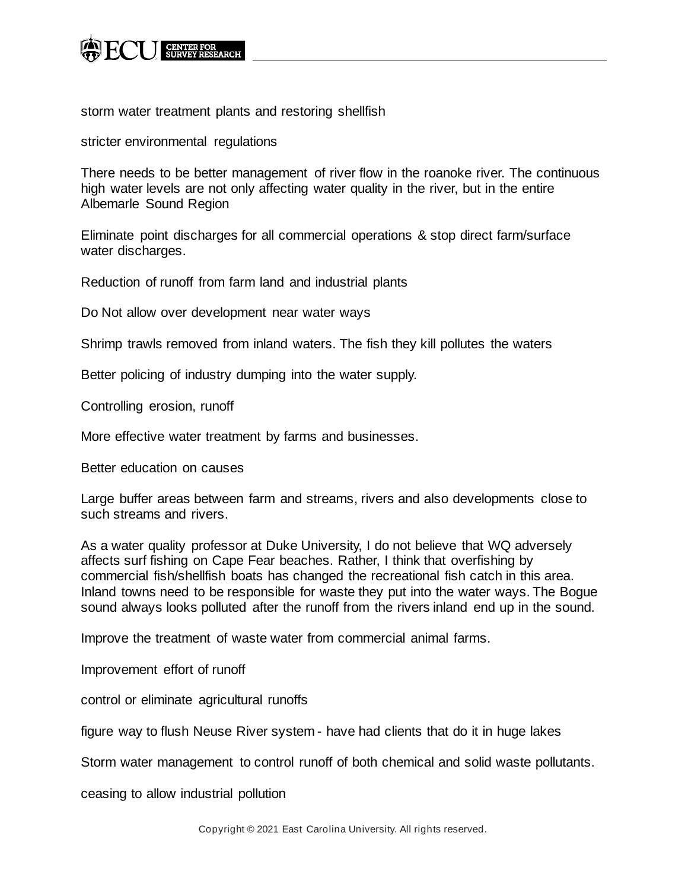storm water treatment plants and restoring shellfish

stricter environmental regulations

There needs to be better management of river flow in the roanoke river. The continuous high water levels are not only affecting water quality in the river, but in the entire Albemarle Sound Region

Eliminate point discharges for all commercial operations & stop direct farm/surface water discharges.

Reduction of runoff from farm land and industrial plants

Do Not allow over development near water ways

Shrimp trawls removed from inland waters. The fish they kill pollutes the waters

Better policing of industry dumping into the water supply.

Controlling erosion, runoff

More effective water treatment by farms and businesses.

Better education on causes

Large buffer areas between farm and streams, rivers and also developments close to such streams and rivers.

As a water quality professor at Duke University, I do not believe that WQ adversely affects surf fishing on Cape Fear beaches. Rather, I think that overfishing by commercial fish/shellfish boats has changed the recreational fish catch in this area. Inland towns need to be responsible for waste they put into the water ways. The Bogue sound always looks polluted after the runoff from the rivers inland end up in the sound.

Improve the treatment of waste water from commercial animal farms.

Improvement effort of runoff

control or eliminate agricultural runoffs

figure way to flush Neuse River system - have had clients that do it in huge lakes

Storm water management to control runoff of both chemical and solid waste pollutants.

ceasing to allow industrial pollution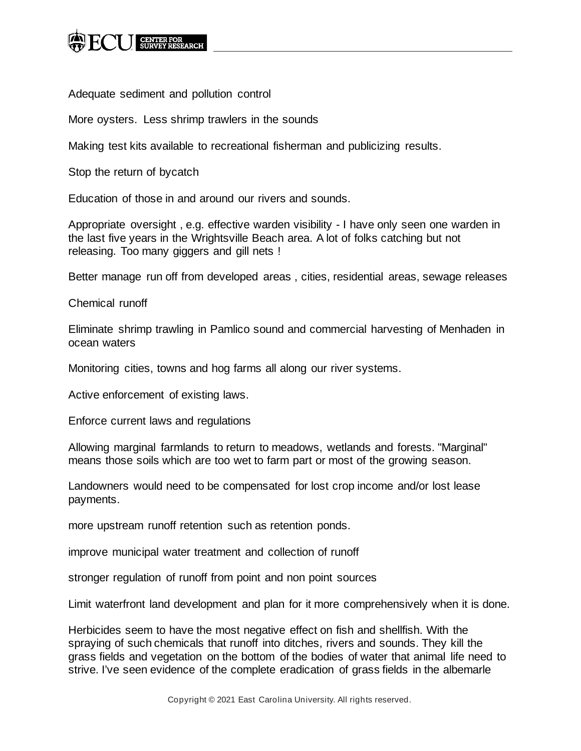Adequate sediment and pollution control

More oysters.  Less shrimp trawlers in the sounds

Making test kits available to recreational fisherman and publicizing results.

Stop the return of bycatch

Education of those in and around our rivers and sounds.

Appropriate oversight , e.g. effective warden visibility - I have only seen one warden in the last five years in the Wrightsville Beach area. A lot of folks catching but not releasing. Too many giggers and gill nets !

Better manage run off from developed areas , cities, residential areas, sewage releases

Chemical runoff

Eliminate shrimp trawling in Pamlico sound and commercial harvesting of Menhaden in ocean waters

Monitoring cities, towns and hog farms all along our river systems.

Active enforcement of existing laws.

Enforce current laws and regulations

Allowing marginal farmlands to return to meadows, wetlands and forests. "Marginal" means those soils which are too wet to farm part or most of the growing season.

Landowners would need to be compensated for lost crop income and/or lost lease payments.

more upstream runoff retention such as retention ponds.

improve municipal water treatment and collection of runoff

stronger regulation of runoff from point and non point sources

Limit waterfront land development and plan for it more comprehensively when it is done.

Herbicides seem to have the most negative effect on fish and shellfish. With the spraying of such chemicals that runoff into ditches, rivers and sounds. They kill the grass fields and vegetation on the bottom of the bodies of water that animal life need to strive. I've seen evidence of the complete eradication of grass fields in the albemarle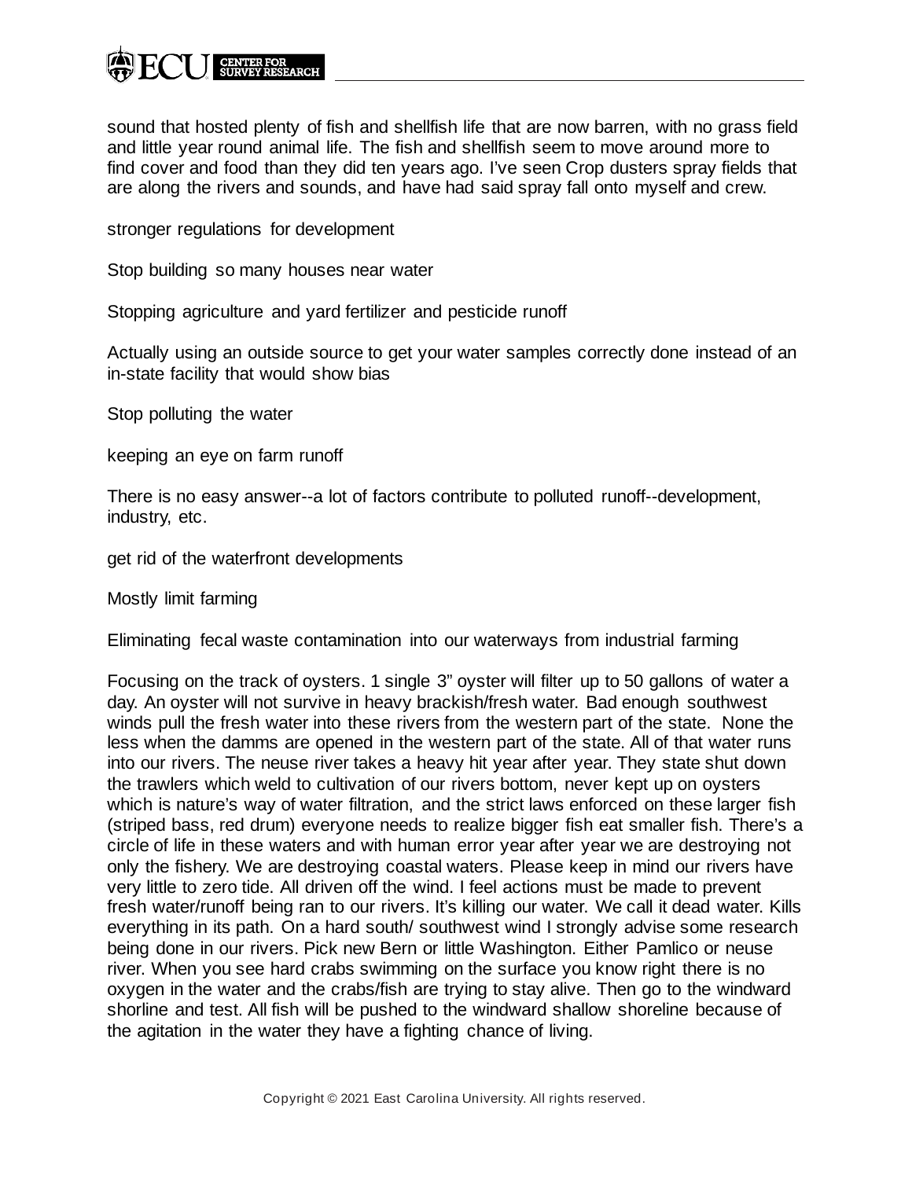sound that hosted plenty of fish and shellfish life that are now barren, with no grass field and little year round animal life. The fish and shellfish seem to move around more to find cover and food than they did ten years ago. I've seen Crop dusters spray fields that are along the rivers and sounds, and have had said spray fall onto myself and crew.

stronger regulations for development

Stop building so many houses near water

Stopping agriculture and yard fertilizer and pesticide runoff

Actually using an outside source to get your water samples correctly done instead of an in-state facility that would show bias

Stop polluting the water

keeping an eye on farm runoff

There is no easy answer--a lot of factors contribute to polluted runoff--development, industry, etc.

get rid of the waterfront developments

Mostly limit farming

Eliminating fecal waste contamination into our waterways from industrial farming

Focusing on the track of oysters. 1 single 3" oyster will filter up to 50 gallons of water a day. An oyster will not survive in heavy brackish/fresh water. Bad enough southwest winds pull the fresh water into these rivers from the western part of the state. None the less when the damms are opened in the western part of the state. All of that water runs into our rivers. The neuse river takes a heavy hit year after year. They state shut down the trawlers which weld to cultivation of our rivers bottom, never kept up on oysters which is nature's way of water filtration, and the strict laws enforced on these larger fish (striped bass, red drum) everyone needs to realize bigger fish eat smaller fish. There's a circle of life in these waters and with human error year after year we are destroying not only the fishery. We are destroying coastal waters. Please keep in mind our rivers have very little to zero tide. All driven off the wind. I feel actions must be made to prevent fresh water/runoff being ran to our rivers. It's killing our water. We call it dead water. Kills everything in its path. On a hard south/ southwest wind I strongly advise some research being done in our rivers. Pick new Bern or little Washington. Either Pamlico or neuse river. When you see hard crabs swimming on the surface you know right there is no oxygen in the water and the crabs/fish are trying to stay alive. Then go to the windward shorline and test. All fish will be pushed to the windward shallow shoreline because of the agitation in the water they have a fighting chance of living.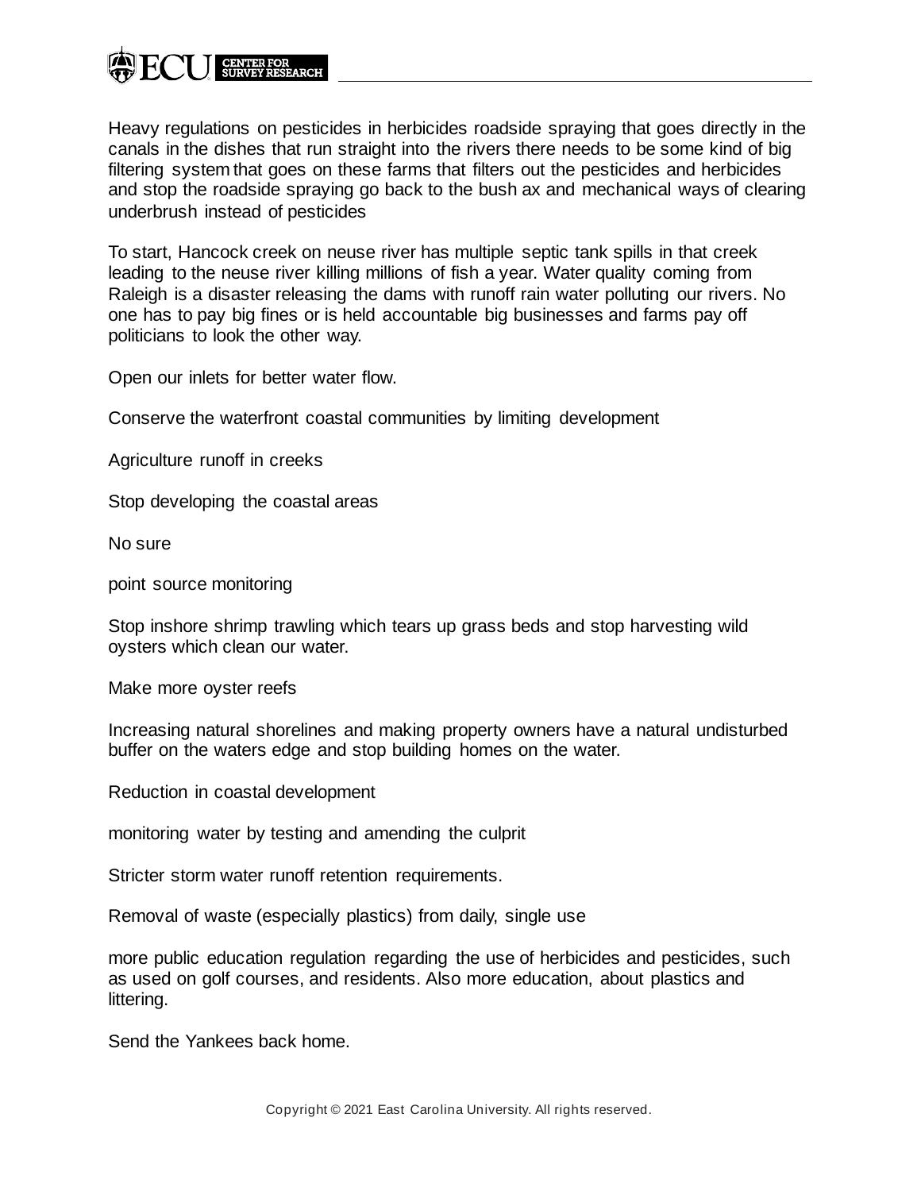Heavy regulations on pesticides in herbicides roadside spraying that goes directly in the canals in the dishes that run straight into the rivers there needs to be some kind of big filtering system that goes on these farms that filters out the pesticides and herbicides and stop the roadside spraying go back to the bush ax and mechanical ways of clearing underbrush instead of pesticides

To start, Hancock creek on neuse river has multiple septic tank spills in that creek leading to the neuse river killing millions of fish a year. Water quality coming from Raleigh is a disaster releasing the dams with runoff rain water polluting our rivers. No one has to pay big fines or is held accountable big businesses and farms pay off politicians to look the other way.

Open our inlets for better water flow.

Conserve the waterfront coastal communities by limiting development

Agriculture runoff in creeks

Stop developing the coastal areas

No sure

point source monitoring

Stop inshore shrimp trawling which tears up grass beds and stop harvesting wild oysters which clean our water.

Make more oyster reefs

Increasing natural shorelines and making property owners have a natural undisturbed buffer on the waters edge and stop building homes on the water.

Reduction in coastal development

monitoring water by testing and amending the culprit

Stricter storm water runoff retention requirements.

Removal of waste (especially plastics) from daily, single use

more public education regulation regarding the use of herbicides and pesticides, such as used on golf courses, and residents. Also more education, about plastics and littering.

Send the Yankees back home.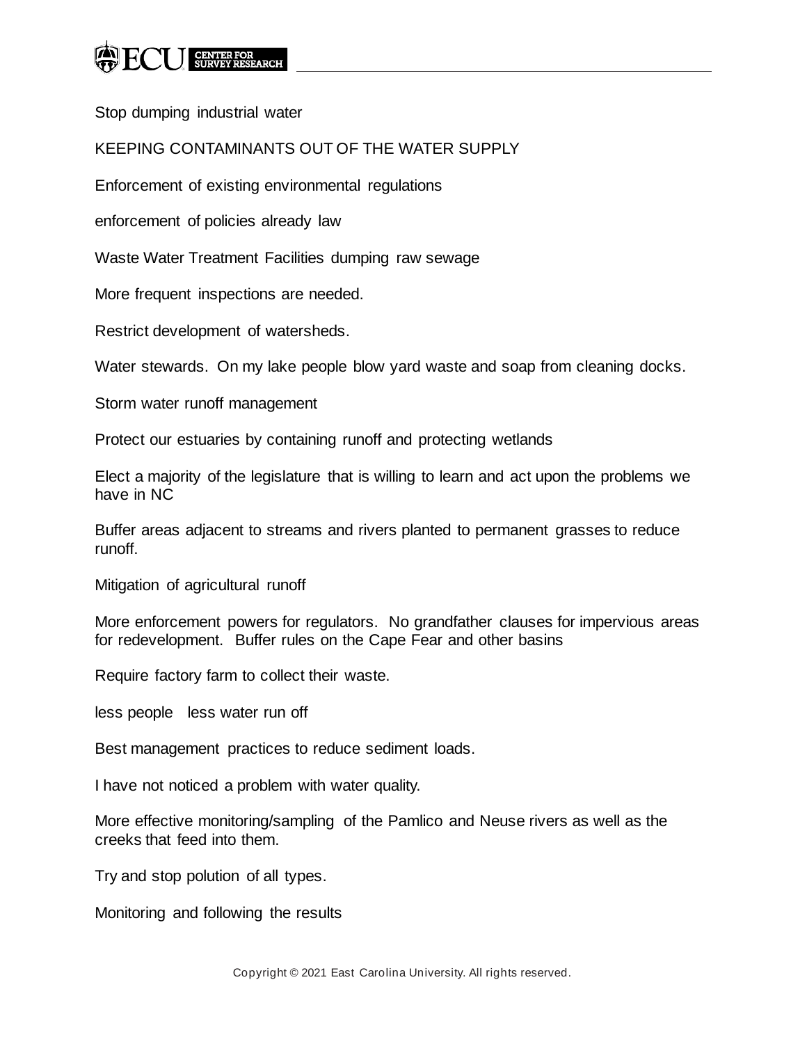Stop dumping industrial water

KEEPING CONTAMINANTS OUT OF THE WATER SUPPLY

Enforcement of existing environmental regulations

enforcement of policies already law

Waste Water Treatment Facilities dumping raw sewage

More frequent inspections are needed.

Restrict development of watersheds.

Water stewards. On my lake people blow yard waste and soap from cleaning docks.

Storm water runoff management

Protect our estuaries by containing runoff and protecting wetlands

Elect a majority of the legislature that is willing to learn and act upon the problems we have in NC

Buffer areas adjacent to streams and rivers planted to permanent grasses to reduce runoff.

Mitigation of agricultural runoff

More enforcement powers for regulators. No grandfather clauses for impervious areas for redevelopment. Buffer rules on the Cape Fear and other basins

Require factory farm to collect their waste.

less people less water run off

Best management practices to reduce sediment loads.

I have not noticed a problem with water quality.

More effective monitoring/sampling of the Pamlico and Neuse rivers as well as the creeks that feed into them.

Try and stop polution of all types.

Monitoring and following the results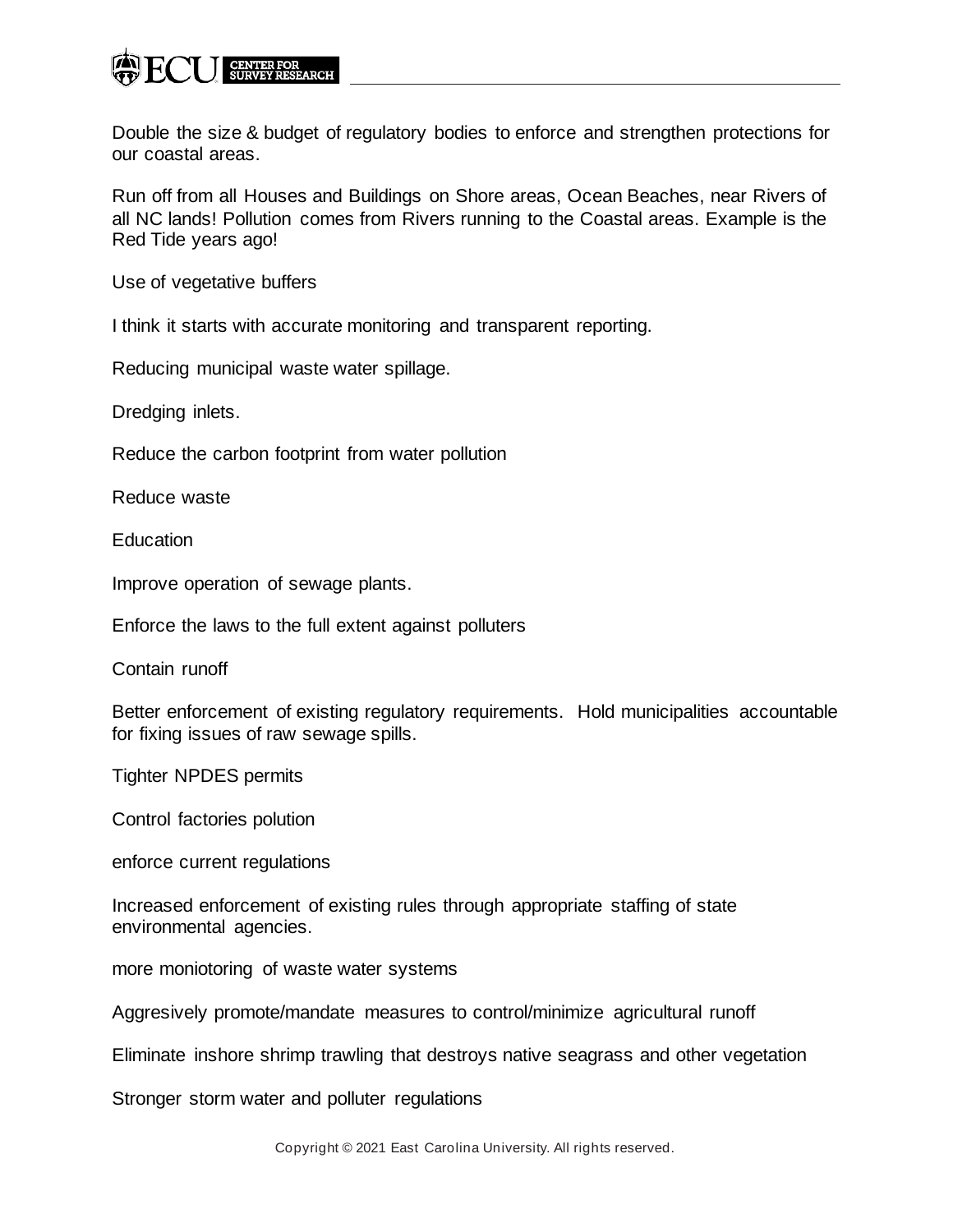Double the size & budget of regulatory bodies to enforce and strengthen protections for our coastal areas.

Run off from all Houses and Buildings on Shore areas, Ocean Beaches, near Rivers of all NC lands! Pollution comes from Rivers running to the Coastal areas. Example is the Red Tide years ago!

Use of vegetative buffers

I think it starts with accurate monitoring and transparent reporting.

Reducing municipal waste water spillage.

Dredging inlets.

Reduce the carbon footprint from water pollution

Reduce waste

Education

Improve operation of sewage plants.

Enforce the laws to the full extent against polluters

Contain runoff

Better enforcement of existing regulatory requirements. Hold municipalities accountable for fixing issues of raw sewage spills.

Tighter NPDES permits

Control factories polution

enforce current regulations

Increased enforcement of existing rules through appropriate staffing of state environmental agencies.

more moniotoring of waste water systems

Aggresively promote/mandate measures to control/minimize agricultural runoff

Eliminate inshore shrimp trawling that destroys native seagrass and other vegetation

Stronger storm water and polluter regulations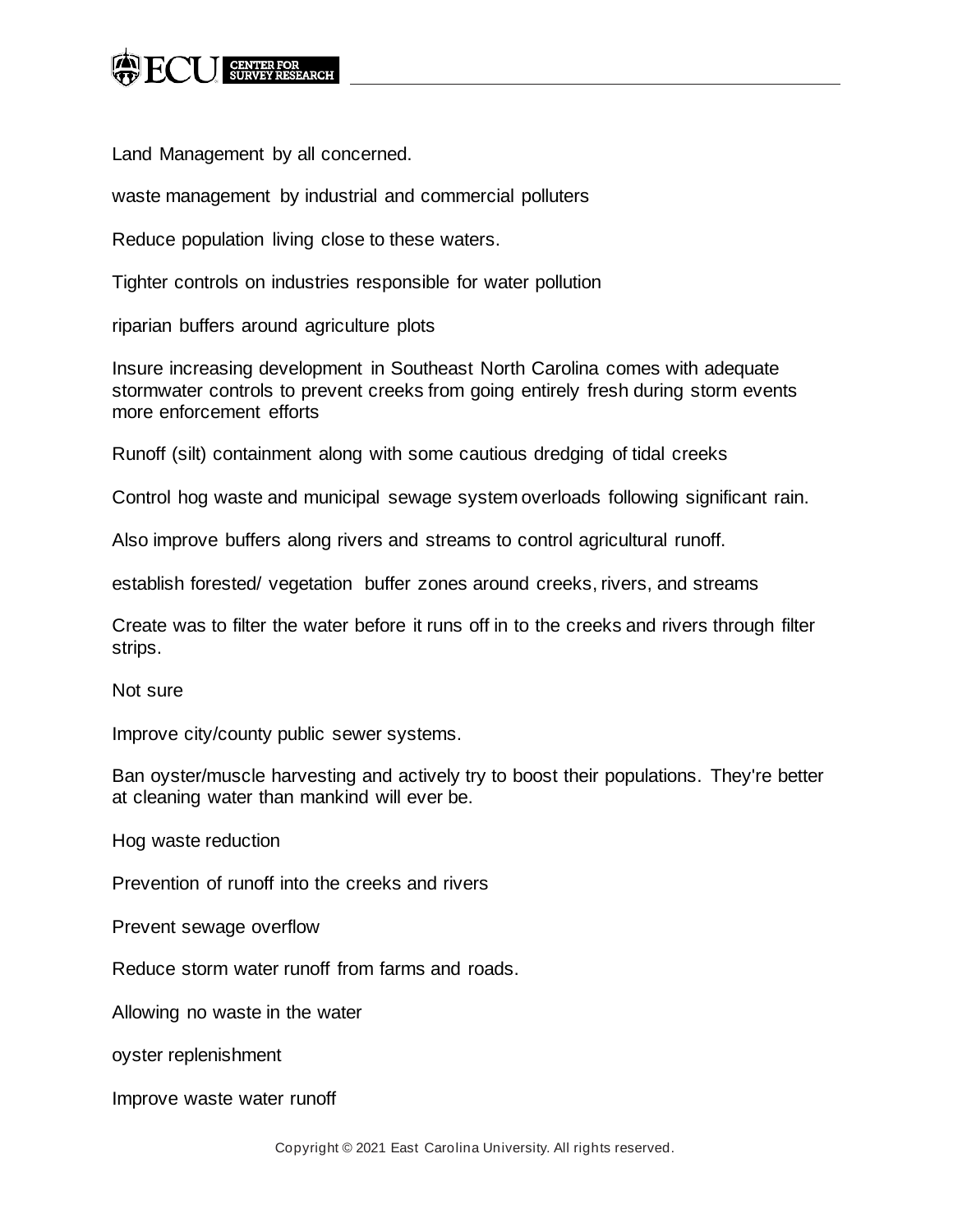Land Management by all concerned.

waste management by industrial and commercial polluters

Reduce population living close to these waters.

Tighter controls on industries responsible for water pollution

riparian buffers around agriculture plots

Insure increasing development in Southeast North Carolina comes with adequate stormwater controls to prevent creeks from going entirely fresh during storm events more enforcement efforts

Runoff (silt) containment along with some cautious dredging of tidal creeks

Control hog waste and municipal sewage system overloads following significant rain.

Also improve buffers along rivers and streams to control agricultural runoff.

establish forested/ vegetation buffer zones around creeks, rivers, and streams

Create was to filter the water before it runs off in to the creeks and rivers through filter strips.

Not sure

Improve city/county public sewer systems.

Ban oyster/muscle harvesting and actively try to boost their populations. They're better at cleaning water than mankind will ever be.

Hog waste reduction

Prevention of runoff into the creeks and rivers

Prevent sewage overflow

Reduce storm water runoff from farms and roads.

Allowing no waste in the water

oyster replenishment

Improve waste water runoff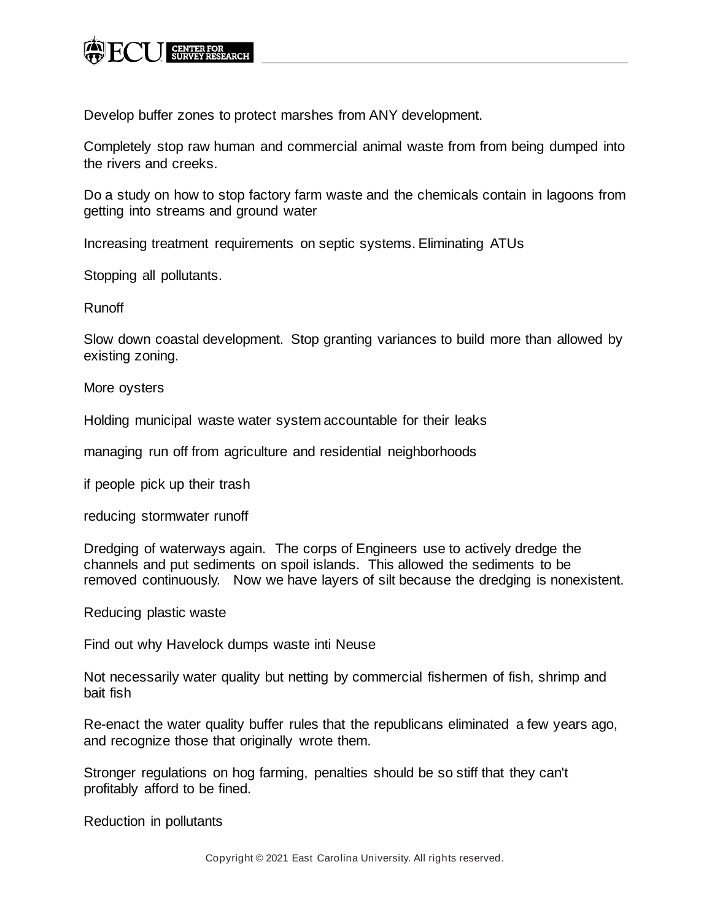Develop buffer zones to protect marshes from ANY development.

Completely stop raw human and commercial animal waste from from being dumped into the rivers and creeks.

Do a study on how to stop factory farm waste and the chemicals contain in lagoons from getting into streams and ground water

Increasing treatment requirements on septic systems. Eliminating ATUs

Stopping all pollutants.

Runoff

Slow down coastal development. Stop granting variances to build more than allowed by existing zoning.

More oysters

Holding municipal waste water system accountable for their leaks

managing run off from agriculture and residential neighborhoods

if people pick up their trash

reducing stormwater runoff

Dredging of waterways again. The corps of Engineers use to actively dredge the channels and put sediments on spoil islands. This allowed the sediments to be removed continuously. Now we have layers of silt because the dredging is nonexistent.

Reducing plastic waste

Find out why Havelock dumps waste inti Neuse

Not necessarily water quality but netting by commercial fishermen of fish, shrimp and bait fish

Re-enact the water quality buffer rules that the republicans eliminated a few years ago, and recognize those that originally wrote them.

Stronger regulations on hog farming, penalties should be so stiff that they can't profitably afford to be fined.

Reduction in pollutants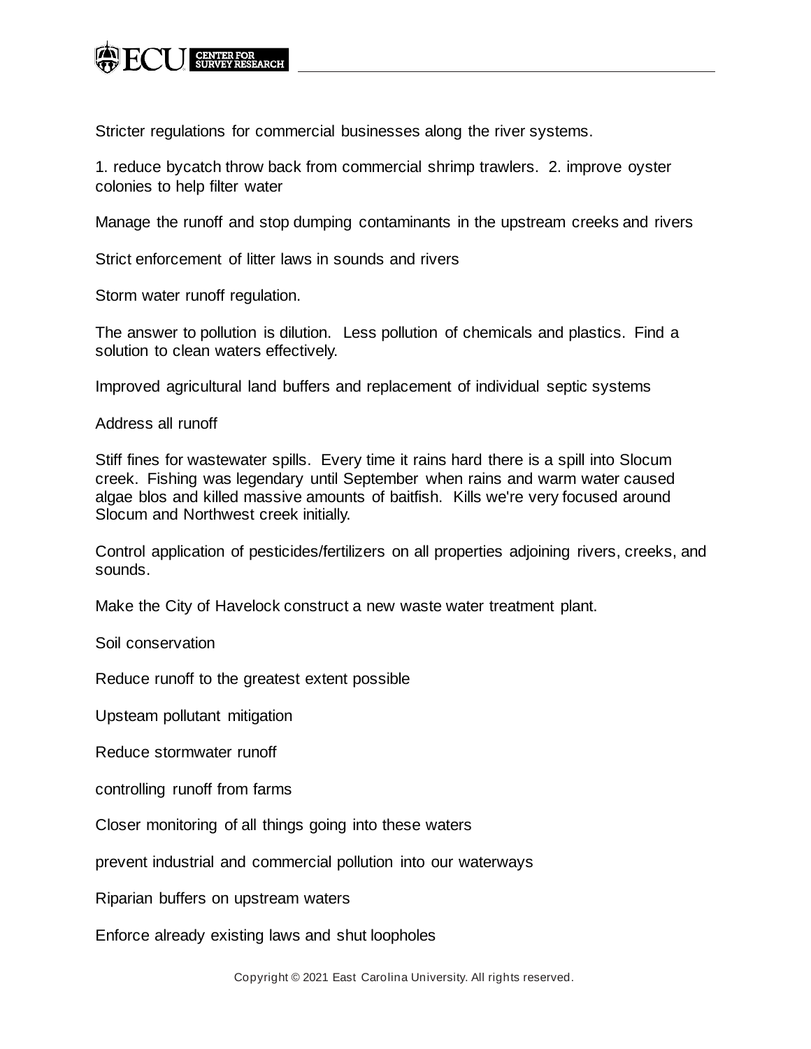Stricter regulations for commercial businesses along the river systems.

1. reduce bycatch throw back from commercial shrimp trawlers. 2. improve oyster colonies to help filter water

Manage the runoff and stop dumping contaminants in the upstream creeks and rivers

Strict enforcement of litter laws in sounds and rivers

Storm water runoff regulation.

The answer to pollution is dilution. Less pollution of chemicals and plastics. Find a solution to clean waters effectively.

Improved agricultural land buffers and replacement of individual septic systems

Address all runoff

Stiff fines for wastewater spills. Every time it rains hard there is a spill into Slocum creek. Fishing was legendary until September when rains and warm water caused algae blos and killed massive amounts of baitfish. Kills we're very focused around Slocum and Northwest creek initially.

Control application of pesticides/fertilizers on all properties adjoining rivers, creeks, and sounds.

Make the City of Havelock construct a new waste water treatment plant.

Soil conservation

Reduce runoff to the greatest extent possible

Upsteam pollutant mitigation

Reduce stormwater runoff

controlling runoff from farms

Closer monitoring of all things going into these waters

prevent industrial and commercial pollution into our waterways

Riparian buffers on upstream waters

Enforce already existing laws and shut loopholes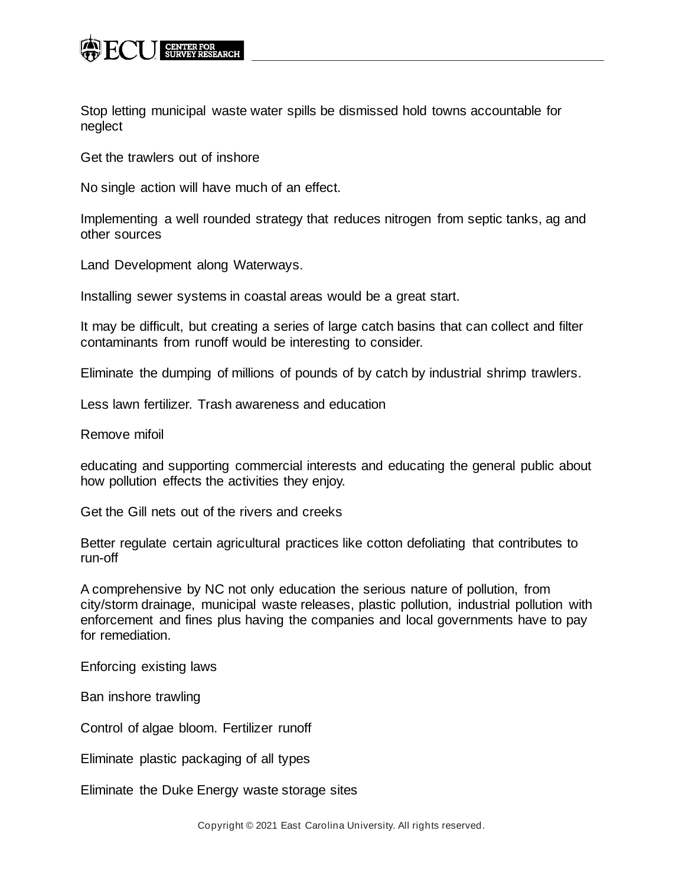Stop letting municipal waste water spills be dismissed hold towns accountable for neglect

Get the trawlers out of inshore

No single action will have much of an effect.

Implementing a well rounded strategy that reduces nitrogen from septic tanks, ag and other sources

Land Development along Waterways.

Installing sewer systems in coastal areas would be a great start.

It may be difficult, but creating a series of large catch basins that can collect and filter contaminants from runoff would be interesting to consider.

Eliminate the dumping of millions of pounds of by catch by industrial shrimp trawlers.

Less lawn fertilizer. Trash awareness and education

Remove mifoil

educating and supporting commercial interests and educating the general public about how pollution effects the activities they enjoy.

Get the Gill nets out of the rivers and creeks

Better regulate certain agricultural practices like cotton defoliating that contributes to run-off

A comprehensive by NC not only education the serious nature of pollution, from city/storm drainage, municipal waste releases, plastic pollution, industrial pollution with enforcement and fines plus having the companies and local governments have to pay for remediation.

Enforcing existing laws

Ban inshore trawling

Control of algae bloom. Fertilizer runoff

Eliminate plastic packaging of all types

Eliminate the Duke Energy waste storage sites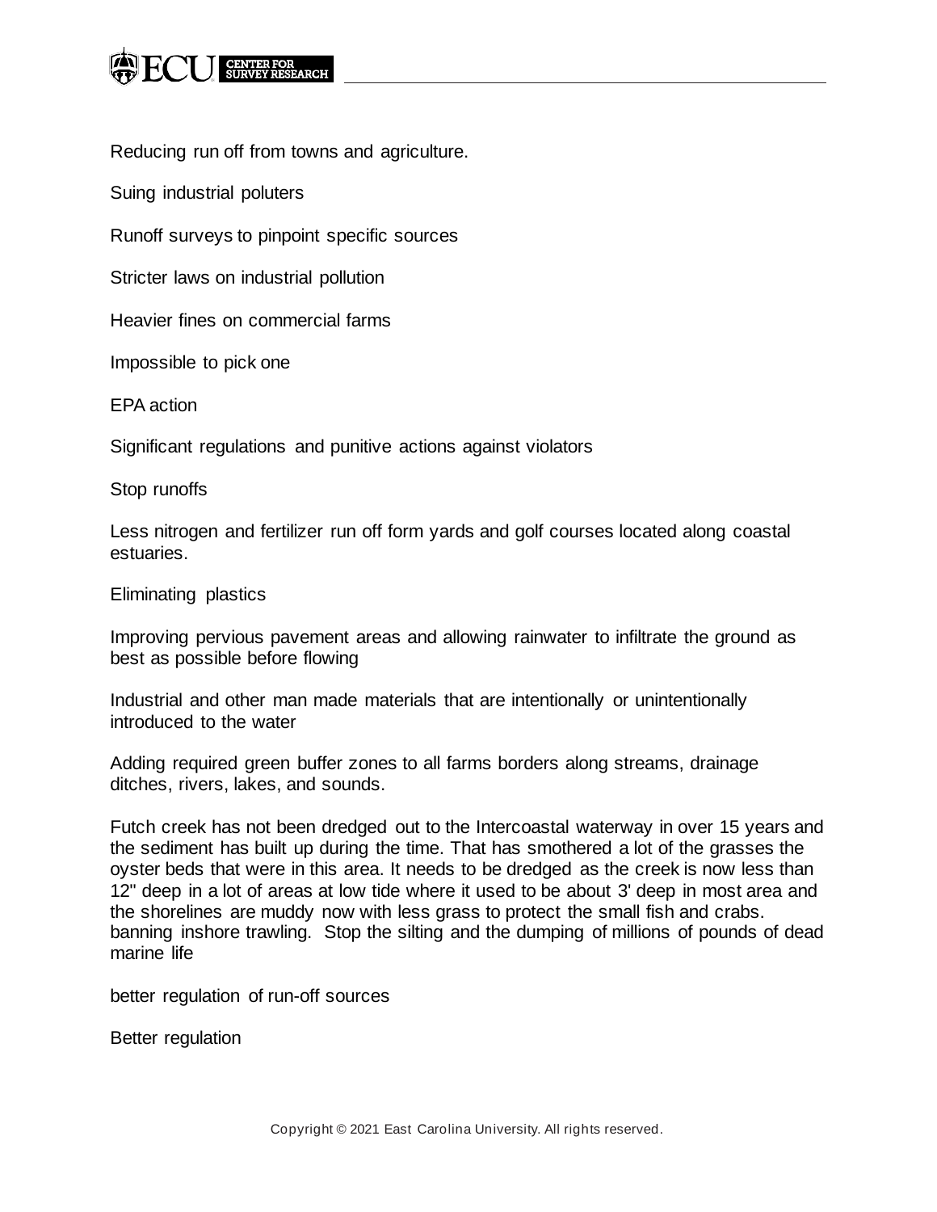Reducing run off from towns and agriculture.

Suing industrial poluters

Runoff surveys to pinpoint specific sources

Stricter laws on industrial pollution

Heavier fines on commercial farms

Impossible to pick one

EPA action

Significant regulations and punitive actions against violators

Stop runoffs

Less nitrogen and fertilizer run off form yards and golf courses located along coastal estuaries.

Eliminating plastics

Improving pervious pavement areas and allowing rainwater to infiltrate the ground as best as possible before flowing

Industrial and other man made materials that are intentionally or unintentionally introduced to the water

Adding required green buffer zones to all farms borders along streams, drainage ditches, rivers, lakes, and sounds.

Futch creek has not been dredged out to the Intercoastal waterway in over 15 years and the sediment has built up during the time. That has smothered a lot of the grasses the oyster beds that were in this area. It needs to be dredged as the creek is now less than 12" deep in a lot of areas at low tide where it used to be about 3' deep in most area and the shorelines are muddy now with less grass to protect the small fish and crabs. banning inshore trawling. Stop the silting and the dumping of millions of pounds of dead marine life

better regulation of run-off sources

Better regulation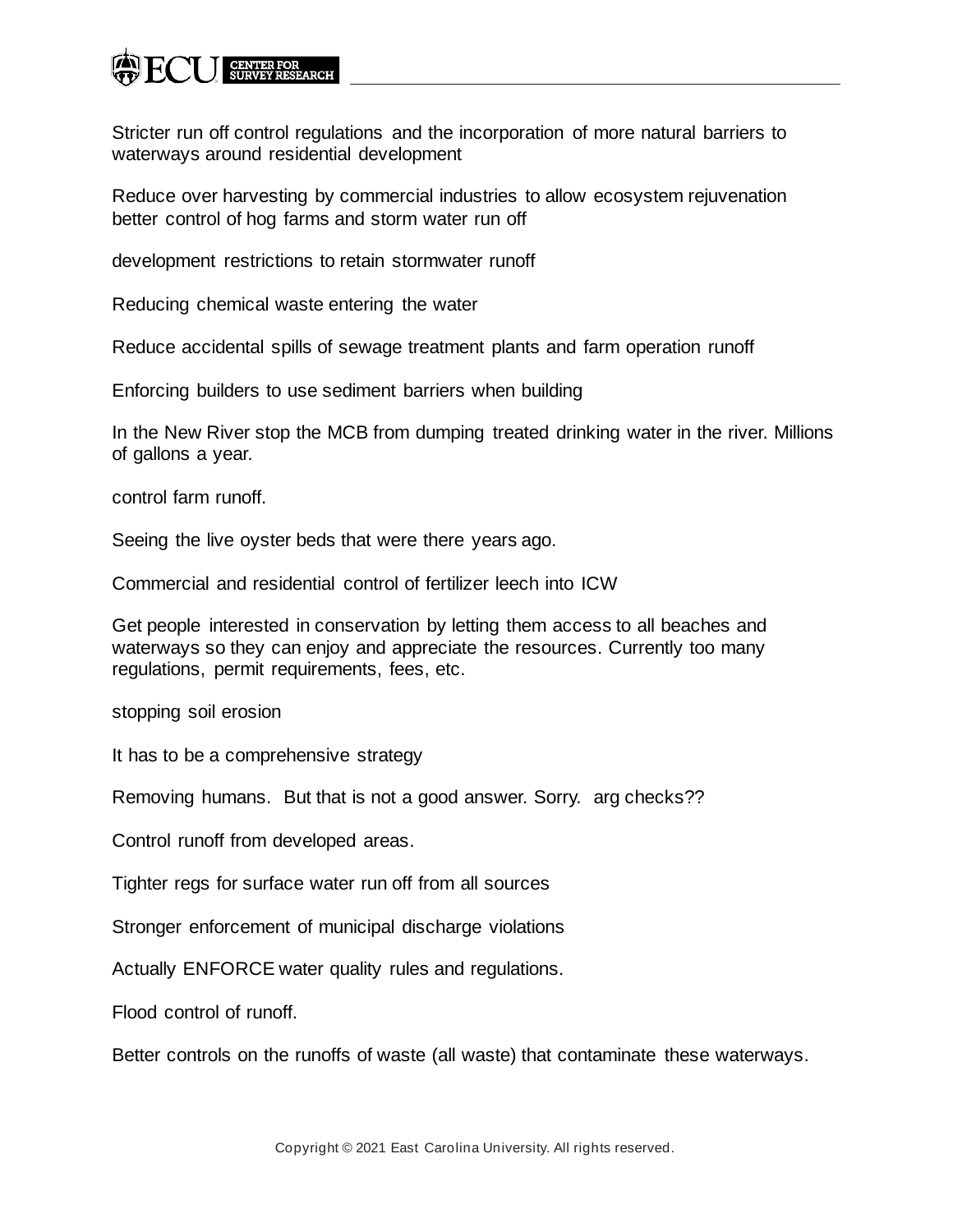Stricter run off control regulations and the incorporation of more natural barriers to waterways around residential development

Reduce over harvesting by commercial industries to allow ecosystem rejuvenation
better control of hog farms and storm water run off

development restrictions to retain stormwater runoff

Reducing chemical waste entering the water

Reduce accidental spills of sewage treatment plants and farm operation runoff

Enforcing builders to use sediment barriers when building

In the New River stop the MCB from dumping treated drinking water in the river. Millions of gallons a year.

control farm runoff.

Seeing the live oyster beds that were there years ago.

Commercial and residential control of fertilizer leech into ICW

Get people interested in conservation by letting them access to all beaches and waterways so they can enjoy and appreciate the resources. Currently too many regulations, permit requirements, fees, etc.

stopping soil erosion

It has to be a comprehensive strategy

Removing humans. But that is not a good answer. Sorry. arg checks??

Control runoff from developed areas.

Tighter regs for surface water run off from all sources

Stronger enforcement of municipal discharge violations

Actually ENFORCE water quality rules and regulations.

Flood control of runoff.

Better controls on the runoffs of waste (all waste) that contaminate these waterways.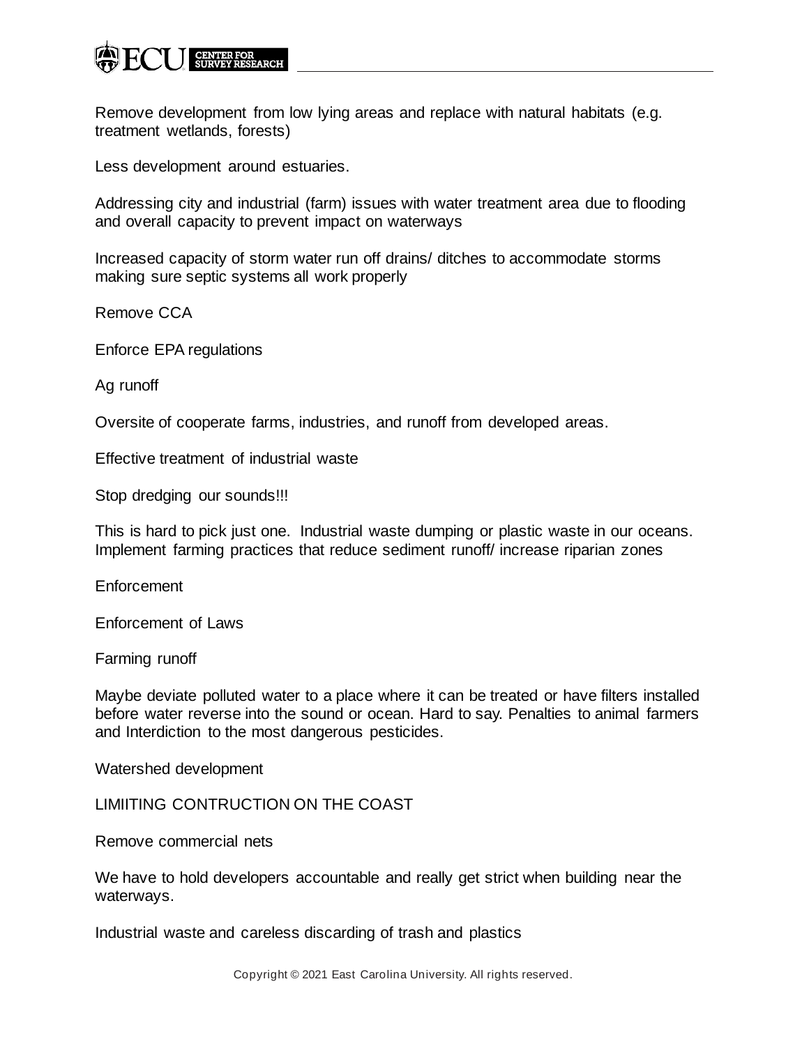Remove development from low lying areas and replace with natural habitats (e.g. treatment wetlands, forests)

Less development around estuaries.

Addressing city and industrial (farm) issues with water treatment area due to flooding and overall capacity to prevent impact on waterways

Increased capacity of storm water run off drains/ ditches to accommodate storms making sure septic systems all work properly

Remove CCA

Enforce EPA regulations

Ag runoff

Oversite of cooperate farms, industries, and runoff from developed areas.

Effective treatment of industrial waste

Stop dredging our sounds!!!

This is hard to pick just one. Industrial waste dumping or plastic waste in our oceans. Implement farming practices that reduce sediment runoff/ increase riparian zones

Enforcement

Enforcement of Laws

Farming runoff

Maybe deviate polluted water to a place where it can be treated or have filters installed before water reverse into the sound or ocean. Hard to say. Penalties to animal farmers and Interdiction to the most dangerous pesticides.

Watershed development

LIMIITING CONTRUCTION ON THE COAST

Remove commercial nets

We have to hold developers accountable and really get strict when building near the waterways.

Industrial waste and careless discarding of trash and plastics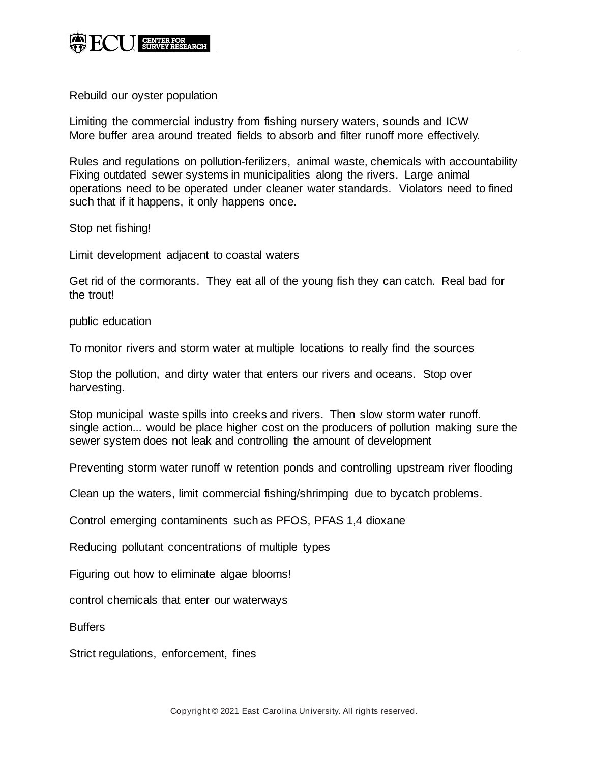Rebuild our oyster population

Limiting the commercial industry from fishing nursery waters, sounds and ICW
More buffer area around treated fields to absorb and filter runoff more effectively.

Rules and regulations on pollution-ferilizers, animal waste, chemicals with accountability
Fixing outdated sewer systems in municipalities along the rivers. Large animal operations need to be operated under cleaner water standards. Violators need to fined such that if it happens, it only happens once.

Stop net fishing!

Limit development adjacent to coastal waters

Get rid of the cormorants. They eat all of the young fish they can catch. Real bad for the trout!

public education

To monitor rivers and storm water at multiple locations to really find the sources

Stop the pollution, and dirty water that enters our rivers and oceans. Stop over harvesting.

Stop municipal waste spills into creeks and rivers. Then slow storm water runoff.
single action... would be place higher cost on the producers of pollution making sure the sewer system does not leak and controlling the amount of development

Preventing storm water runoff w retention ponds and controlling upstream river flooding

Clean up the waters, limit commercial fishing/shrimping due to bycatch problems.

Control emerging contaminents such as PFOS, PFAS 1,4 dioxane

Reducing pollutant concentrations of multiple types

Figuring out how to eliminate algae blooms!

control chemicals that enter our waterways

Buffers

Strict regulations, enforcement, fines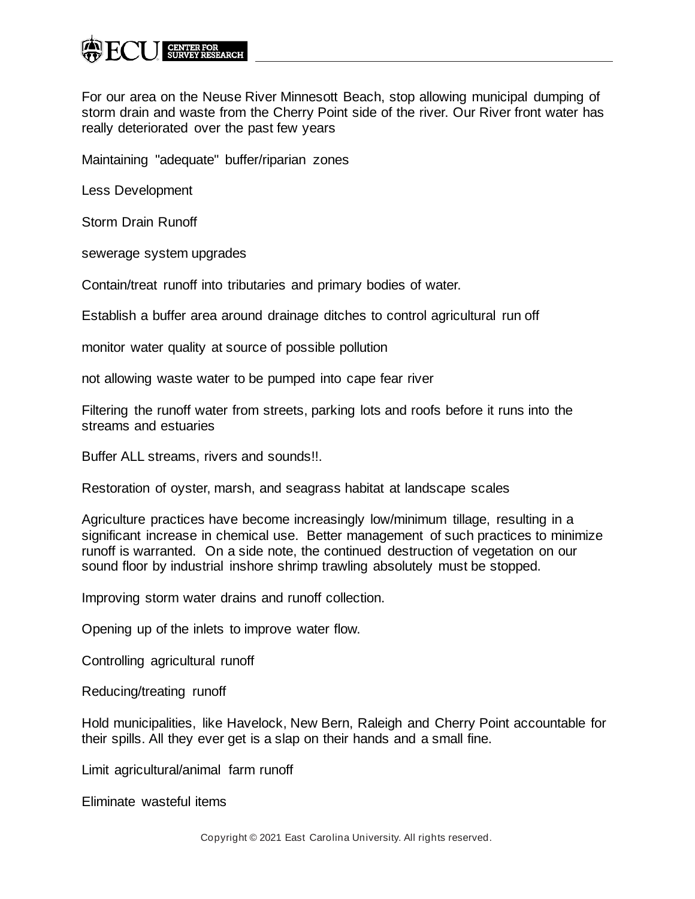For our area on the Neuse River Minnesott Beach, stop allowing municipal dumping of storm drain and waste from the Cherry Point side of the river. Our River front water has really deteriorated over the past few years

Maintaining "adequate" buffer/riparian zones

Less Development

Storm Drain Runoff

sewerage system upgrades

Contain/treat runoff into tributaries and primary bodies of water.

Establish a buffer area around drainage ditches to control agricultural run off

monitor water quality at source of possible pollution

not allowing waste water to be pumped into cape fear river

Filtering the runoff water from streets, parking lots and roofs before it runs into the streams and estuaries

Buffer ALL streams, rivers and sounds!!.

Restoration of oyster, marsh, and seagrass habitat at landscape scales

Agriculture practices have become increasingly low/minimum tillage, resulting in a significant increase in chemical use. Better management of such practices to minimize runoff is warranted. On a side note, the continued destruction of vegetation on our sound floor by industrial inshore shrimp trawling absolutely must be stopped.

Improving storm water drains and runoff collection.

Opening up of the inlets to improve water flow.

Controlling agricultural runoff

Reducing/treating runoff

Hold municipalities, like Havelock, New Bern, Raleigh and Cherry Point accountable for their spills. All they ever get is a slap on their hands and a small fine.

Limit agricultural/animal farm runoff

Eliminate wasteful items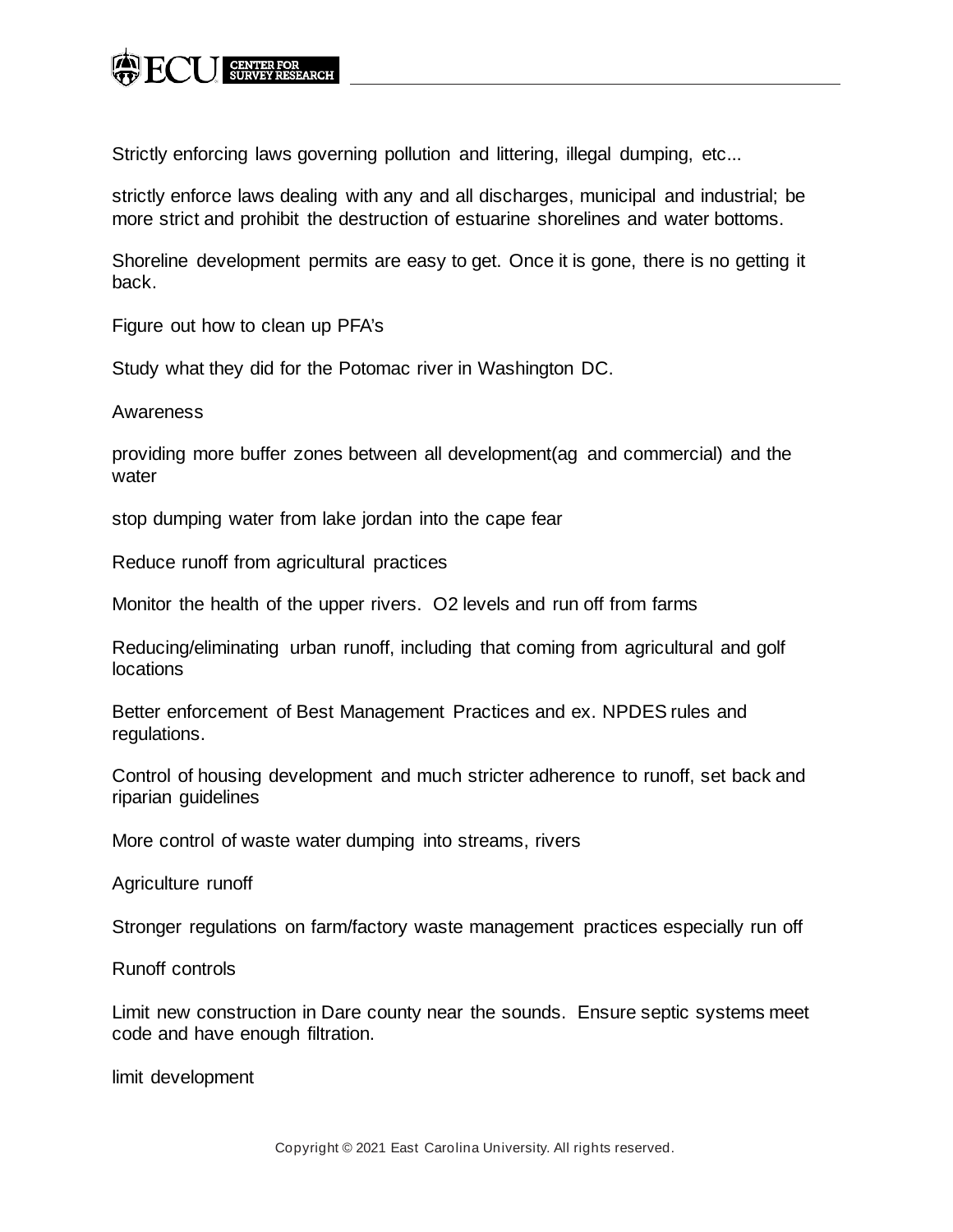Strictly enforcing laws governing pollution and littering, illegal dumping, etc...

strictly enforce laws dealing with any and all discharges, municipal and industrial; be more strict and prohibit the destruction of estuarine shorelines and water bottoms.

Shoreline development permits are easy to get. Once it is gone, there is no getting it back.

Figure out how to clean up PFA's

Study what they did for the Potomac river in Washington DC.

Awareness

providing more buffer zones between all development(ag and commercial) and the water

stop dumping water from lake jordan into the cape fear

Reduce runoff from agricultural practices

Monitor the health of the upper rivers. O2 levels and run off from farms

Reducing/eliminating urban runoff, including that coming from agricultural and golf locations

Better enforcement of Best Management Practices and ex. NPDES rules and regulations.

Control of housing development and much stricter adherence to runoff, set back and riparian guidelines

More control of waste water dumping into streams, rivers

Agriculture runoff

Stronger regulations on farm/factory waste management practices especially run off

Runoff controls

Limit new construction in Dare county near the sounds. Ensure septic systems meet code and have enough filtration.

limit development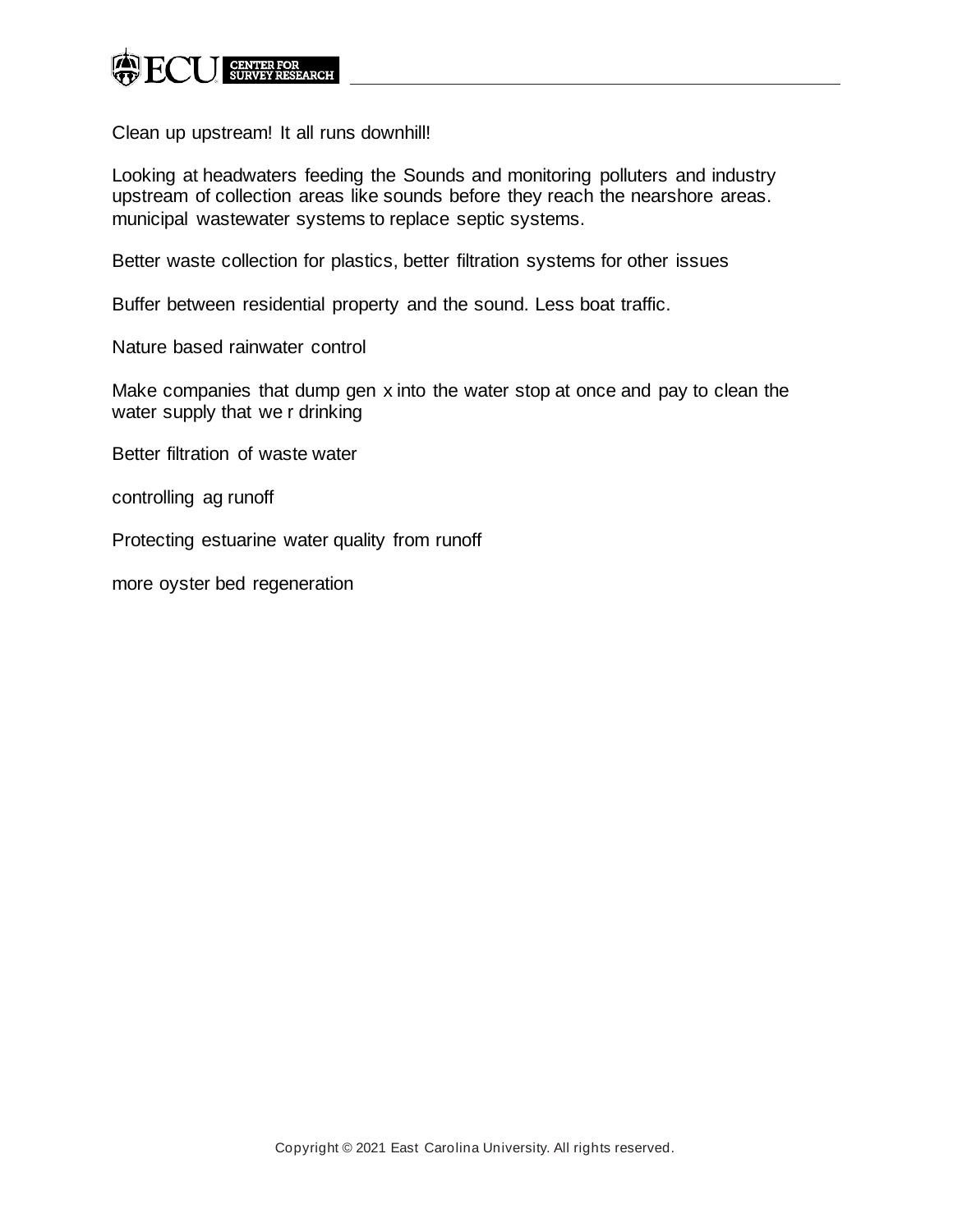Clean up upstream! It all runs downhill!

Looking at headwaters feeding the Sounds and monitoring polluters and industry upstream of collection areas like sounds before they reach the nearshore areas. municipal wastewater systems to replace septic systems.

Better waste collection for plastics, better filtration systems for other issues

Buffer between residential property and the sound. Less boat traffic.

Nature based rainwater control

Make companies that dump gen x into the water stop at once and pay to clean the water supply that we r drinking

Better filtration of waste water

controlling ag runoff

Protecting estuarine water quality from runoff

more oyster bed regeneration